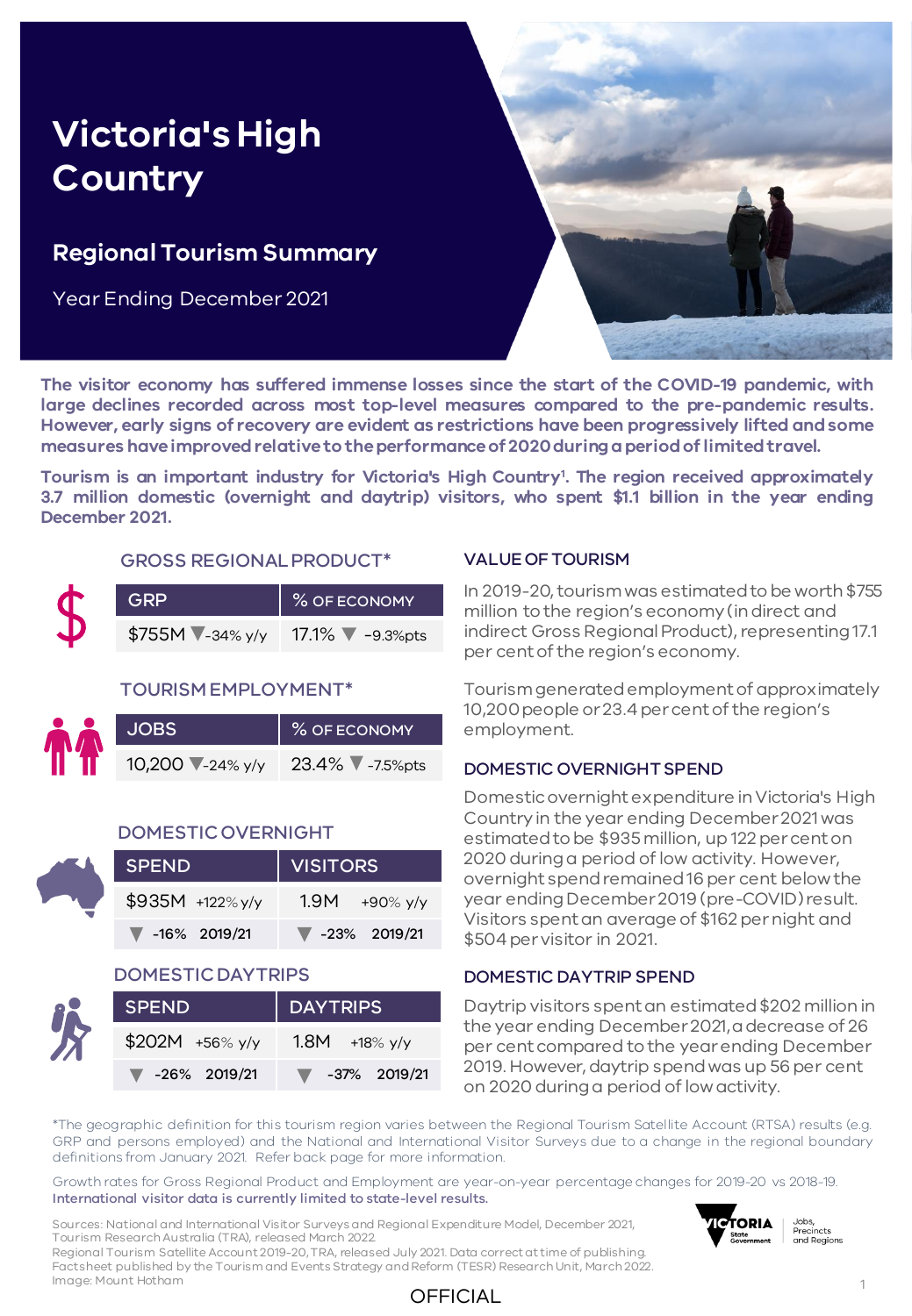# Victoria's High Country

## Regional Tourism Summary

Year Ending December 2021

**The visitor economy has suffered immense losses since the start of the COVID-19 pandemic, with large declines recorded across most top-level measures compared to the pre-pandemic results. However, early signs of recovery are evident as restrictions have been progressively lifted and some measures have improved relative to the performance of 2020 during a period of limited travel.**

**Tourism is an important industry for Victoria's High Country[1]. The region received approximately 3.7 million domestic (overnight and daytrip) visitors, who spent $1.1 billion in the year ending December 2021.**

### GROSS REGIONAL PRODUCT*

| GRP | % OF ECONOMY |
|---|---|
| $755M ▼-34% y/y | 17.1% ▼ -9.3%pts |

### TOURISM EMPLOYMENT*

| JOBS | % OF ECONOMY |
|---|---|
| 10,200 ▼-24% y/y | 23.4% ▼ -7.5%pts |

### DOMESTIC OVERNIGHT

| SPEND | VISITORS |
|---|---|
| $935M +122% y/y | 1.9M +90% y/y |
| ▼ -16% 2019/21 | ▼ -23% 2019/21 |

### DOMESTIC DAYTRIPS

| SPEND | DAYTRIPS |
|---|---|
| $202M +56% y/y | 1.8M +18% y/y |
| ▼ -26% 2019/21 | ▼ -37% 2019/21 |

### VALUE OF TOURISM

In 2019-20, tourism was estimated to be worth $755 million to the region's economy (in direct and indirect Gross Regional Product), representing 17.1 per cent of the region's economy.

Tourism generated employment of approximately 10,200 people or 23.4 per cent of the region's employment.

### DOMESTIC OVERNIGHT SPEND

Domestic overnight expenditure in Victoria's High Country in the year ending December 2021 was estimated to be $935 million, up 122 per cent on 2020 during a period of low activity. However, overnight spend remained 16 per cent below the year ending December 2019 (pre-COVID) result. Visitors spent an average of $162 per night and $504 per visitor in 2021.

### DOMESTIC DAYTRIP SPEND

Daytrip visitors spent an estimated $202 million in the year ending December 2021, a decrease of 26 per cent compared to the year ending December 2019. However, daytrip spend was up 56 per cent on 2020 during a period of low activity.

*The geographic definition for this tourism region varies between the Regional Tourism Satellite Account (RTSA) results (e.g. GRP and persons employed) and the National and International Visitor Surveys due to a change in the regional boundary definitions from January 2021. Refer back page for more information.

Growth rates for Gross Regional Product and Employment are year-on-year percentage changes for 2019-20 vs 2018-19.
International visitor data is currently limited to state-level results.

Sources: National and International Visitor Surveys and Regional Expenditure Model, December 2021, Tourism Research Australia (TRA), released March 2022.
Regional Tourism Satellite Account 2019-20, TRA, released July 2021. Data correct at time of publishing.
Factsheet published by the Tourism and Events Strategy and Reform (TESR) Research Unit, March 2022.
Image: Mount Hotham

VICTORIA State Government | Jobs, Precincts and Regions

OFFICIAL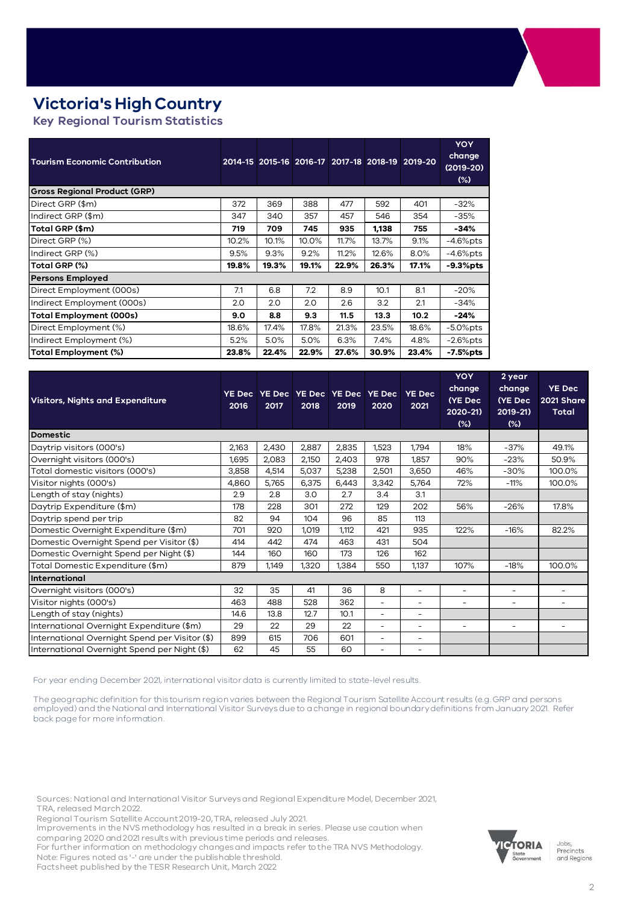# Victoria's High Country

## Key Regional Tourism Statistics

| Tourism Economic Contribution | 2014-15 | 2015-16 | 2016-17 | 2017-18 | 2018-19 | 2019-20 | YOY change (2019-20) (%) |
|---|---|---|---|---|---|---|---|
| **Gross Regional Product (GRP)** | | | | | | | |
| Direct GRP ($m) | 372 | 369 | 388 | 477 | 592 | 401 | -32% |
| Indirect GRP ($m) | 347 | 340 | 357 | 457 | 546 | 354 | -35% |
| **Total GRP ($m)** | **719** | **709** | **745** | **935** | **1,138** | **755** | **-34%** |
| Direct GRP (%) | 10.2% | 10.1% | 10.0% | 11.7% | 13.7% | 9.1% | -4.6%pts |
| Indirect GRP (%) | 9.5% | 9.3% | 9.2% | 11.2% | 12.6% | 8.0% | -4.6%pts |
| **Total GRP (%)** | **19.8%** | **19.3%** | **19.1%** | **22.9%** | **26.3%** | **17.1%** | **-9.3%pts** |
| **Persons Employed** | | | | | | | |
| Direct Employment (000s) | 7.1 | 6.8 | 7.2 | 8.9 | 10.1 | 8.1 | -20% |
| Indirect Employment (000s) | 2.0 | 2.0 | 2.0 | 2.6 | 3.2 | 2.1 | -34% |
| **Total Employment (000s)** | **9.0** | **8.8** | **9.3** | **11.5** | **13.3** | **10.2** | **-24%** |
| Direct Employment (%) | 18.6% | 17.4% | 17.8% | 21.3% | 23.5% | 18.6% | -5.0%pts |
| Indirect Employment (%) | 5.2% | 5.0% | 5.0% | 6.3% | 7.4% | 4.8% | -2.6%pts |
| **Total Employment (%)** | **23.8%** | **22.4%** | **22.9%** | **27.6%** | **30.9%** | **23.4%** | **-7.5%pts** |

| Visitors, Nights and Expenditure | YE Dec 2016 | YE Dec 2017 | YE Dec 2018 | YE Dec 2019 | YE Dec 2020 | YE Dec 2021 | YOY change (YE Dec 2020-21) (%) | 2 year change (YE Dec 2019-21) (%) | YE Dec 2021 Share Total |
|---|---|---|---|---|---|---|---|---|---|
| **Domestic** | | | | | | | | | |
| Daytrip visitors (000's) | 2,163 | 2,430 | 2,887 | 2,835 | 1,523 | 1,794 | 18% | -37% | 49.1% |
| Overnight visitors (000's) | 1,695 | 2,083 | 2,150 | 2,403 | 978 | 1,857 | 90% | -23% | 50.9% |
| Total domestic visitors (000's) | 3,858 | 4,514 | 5,037 | 5,238 | 2,501 | 3,650 | 46% | -30% | 100.0% |
| Visitor nights (000's) | 4,860 | 5,765 | 6,375 | 6,443 | 3,342 | 5,764 | 72% | -11% | 100.0% |
| Length of stay (nights) | 2.9 | 2.8 | 3.0 | 2.7 | 3.4 | 3.1 | | | |
| Daytrip Expenditure ($m) | 178 | 228 | 301 | 272 | 129 | 202 | 56% | -26% | 17.8% |
| Daytrip spend per trip | 82 | 94 | 104 | 96 | 85 | 113 | | | |
| Domestic Overnight Expenditure ($m) | 701 | 920 | 1,019 | 1,112 | 421 | 935 | 122% | -16% | 82.2% |
| Domestic Overnight Spend per Visitor ($) | 414 | 442 | 474 | 463 | 431 | 504 | | | |
| Domestic Overnight Spend per Night ($) | 144 | 160 | 160 | 173 | 126 | 162 | | | |
| Total Domestic Expenditure ($m) | 879 | 1,149 | 1,320 | 1,384 | 550 | 1,137 | 107% | -18% | 100.0% |
| **International** | | | | | | | | | |
| Overnight visitors (000's) | 32 | 35 | 41 | 36 | 8 | - | - | - | - |
| Visitor nights (000's) | 463 | 488 | 528 | 362 | - | - | - | - | - |
| Length of stay (nights) | 14.6 | 13.8 | 12.7 | 10.1 | - | - | | | |
| International Overnight Expenditure ($m) | 29 | 22 | 29 | 22 | - | - | - | - | - |
| International Overnight Spend per Visitor ($) | 899 | 615 | 706 | 601 | - | - | | | |
| International Overnight Spend per Night ($) | 62 | 45 | 55 | 60 | - | - | | | |

For year ending December 2021, international visitor data is currently limited to state-level results.

The geographic definition for this tourism region varies between the Regional Tourism Satellite Account results (e.g. GRP and persons employed) and the National and International Visitor Surveys due to a change in regional boundary definitions from January 2021. Refer back page for more information.

Sources: National and International Visitor Surveys and Regional Expenditure Model, December 2021, TRA, released March 2022.
Regional Tourism Satellite Account 2019-20, TRA, released July 2021.
Improvements in the NVS methodology has resulted in a break in series. Please use caution when comparing 2020 and 2021 results with previous time periods and releases.
For further information on methodology changes and impacts refer to the TRA NVS Methodology.
Note: Figures noted as '-' are under the publishable threshold.
Factsheet published by the TESR Research Unit, March 2022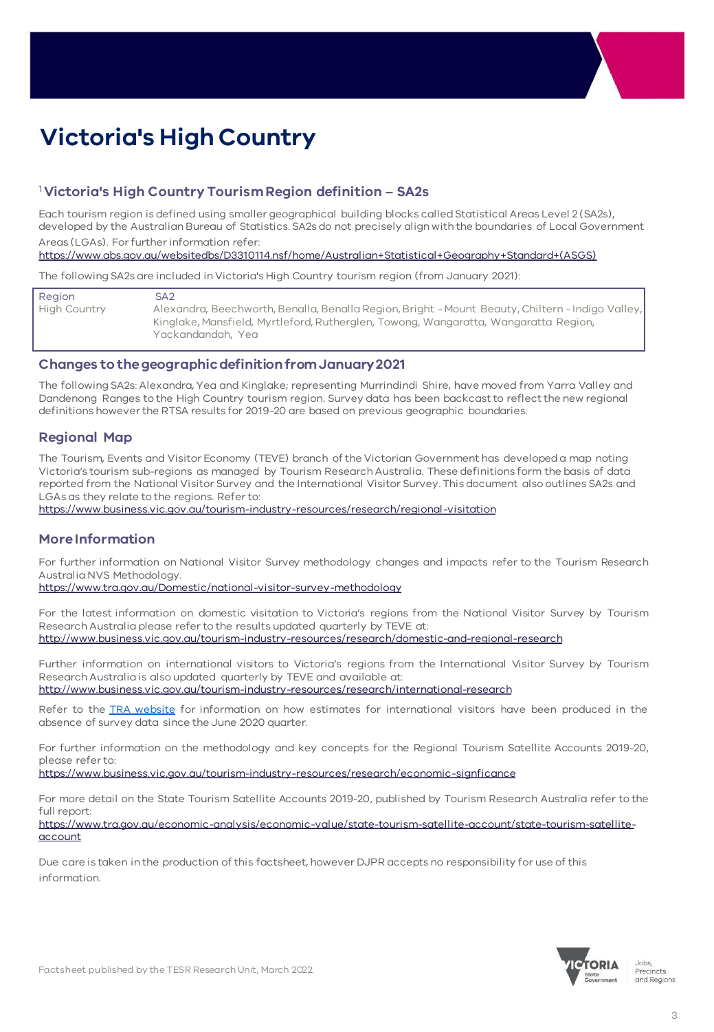# Victoria's High Country

## [1] Victoria's High Country Tourism Region definition – SA2s

Each tourism region is defined using smaller geographical building blocks called Statistical Areas Level 2 (SA2s), developed by the Australian Bureau of Statistics. SA2s do not precisely align with the boundaries of Local Government Areas (LGAs). For further information refer:
https://www.abs.gov.au/websitedbs/D3310114.nsf/home/Australian+Statistical+Geography+Standard+(ASGS)

The following SA2s are included in Victoria's High Country tourism region (from January 2021):

| Region | SA2 |
|---|---|
| High Country | Alexandra, Beechworth, Benalla, Benalla Region, Bright - Mount Beauty, Chiltern - Indigo Valley, Kinglake, Mansfield, Myrtleford, Rutherglen, Towong, Wangaratta, Wangaratta Region, Yackandandah, Yea |

## Changes to the geographic definition from January 2021

The following SA2s: Alexandra, Yea and Kinglake; representing Murrindindi Shire, have moved from Yarra Valley and Dandenong Ranges to the High Country tourism region. Survey data has been backcast to reflect the new regional definitions however the RTSA results for 2019-20 are based on previous geographic boundaries.

## Regional Map

The Tourism, Events and Visitor Economy (TEVE) branch of the Victorian Government has developed a map noting Victoria's tourism sub-regions as managed by Tourism Research Australia. These definitions form the basis of data reported from the National Visitor Survey and the International Visitor Survey. This document also outlines SA2s and LGAs as they relate to the regions. Refer to:
https://www.business.vic.gov.au/tourism-industry-resources/research/regional-visitation

## More Information

For further information on National Visitor Survey methodology changes and impacts refer to the Tourism Research Australia NVS Methodology.
https://www.tra.gov.au/Domestic/national-visitor-survey-methodology

For the latest information on domestic visitation to Victoria's regions from the National Visitor Survey by Tourism Research Australia please refer to the results updated quarterly by TEVE at:
http://www.business.vic.gov.au/tourism-industry-resources/research/domestic-and-regional-research

Further information on international visitors to Victoria's regions from the International Visitor Survey by Tourism Research Australia is also updated quarterly by TEVE and available at:
http://www.business.vic.gov.au/tourism-industry-resources/research/international-research

Refer to the TRA website for information on how estimates for international visitors have been produced in the absence of survey data since the June 2020 quarter.

For further information on the methodology and key concepts for the Regional Tourism Satellite Accounts 2019-20, please refer to:
https://www.business.vic.gov.au/tourism-industry-resources/research/economic-signficance

For more detail on the State Tourism Satellite Accounts 2019-20, published by Tourism Research Australia refer to the full report:
https://www.tra.gov.au/economic-analysis/economic-value/state-tourism-satellite-account/state-tourism-satellite-account

Due care is taken in the production of this factsheet, however DJPR accepts no responsibility for use of this information.

Factsheet published by the TESR Research Unit, March 2022